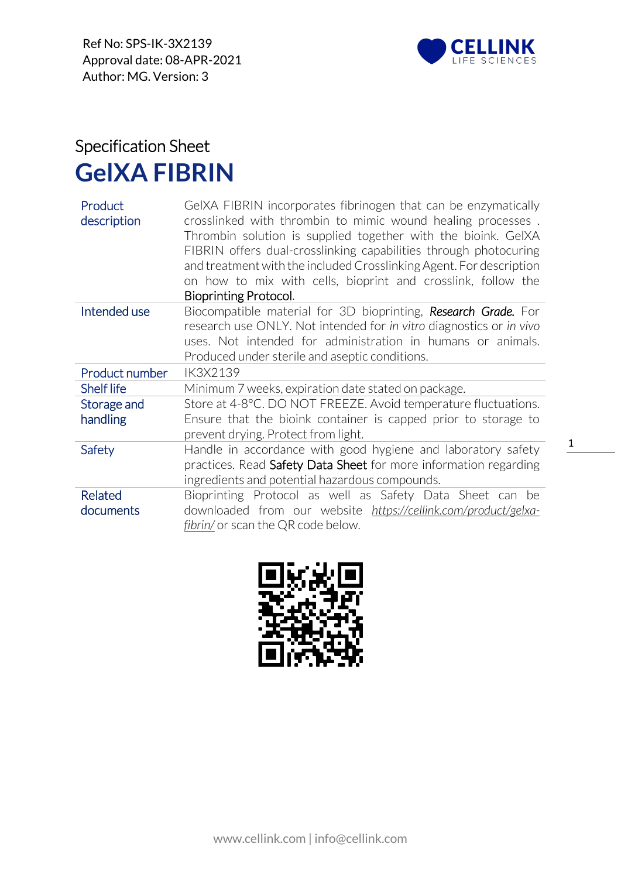Ref No: SPS-IK-3X2139
Approval date: 08-APR-2021
Author: MG. Version: 3

CELLINK LIFE SCIENCES

Specification Sheet

# GelXA FIBRIN

| | |
|---|---|
| Product description | GelXA FIBRIN incorporates fibrinogen that can be enzymatically crosslinked with thrombin to mimic wound healing processes . Thrombin solution is supplied together with the bioink. GelXA FIBRIN offers dual-crosslinking capabilities through photocuring and treatment with the included Crosslinking Agent. For description on how to mix with cells, bioprint and crosslink, follow the Bioprinting Protocol. |
| Intended use | Biocompatible material for 3D bioprinting, ***Research Grade.*** For research use ONLY. Not intended for *in vitro* diagnostics or *in vivo* uses. Not intended for administration in humans or animals. Produced under sterile and aseptic conditions. |
| Product number | IK3X2139 |
| Shelf life | Minimum 7 weeks, expiration date stated on package. |
| Storage and handling | Store at 4-8°C. DO NOT FREEZE. Avoid temperature fluctuations. Ensure that the bioink container is capped prior to storage to prevent drying. Protect from light. |
| Safety | Handle in accordance with good hygiene and laboratory safety practices. Read Safety Data Sheet for more information regarding ingredients and potential hazardous compounds. |
| Related documents | Bioprinting Protocol as well as Safety Data Sheet can be downloaded from our website *https://cellink.com/product/gelxa-fibrin/* or scan the QR code below. |

www.cellink.com | info@cellink.com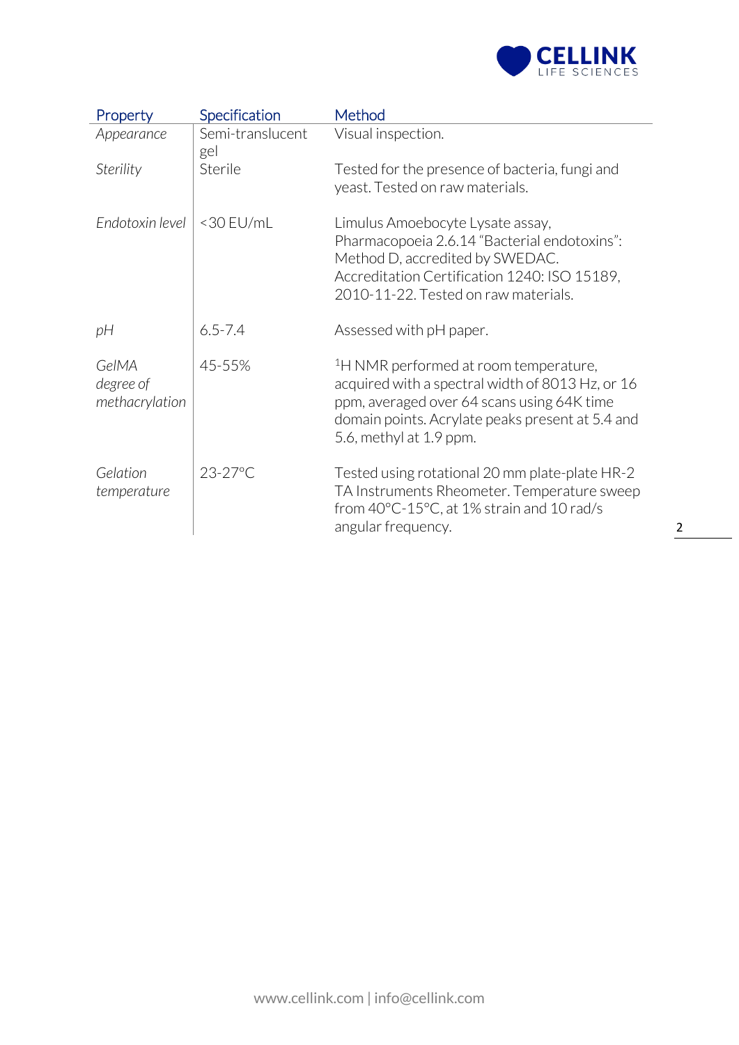| Property | Specification | Method |
|---|---|---|
| *Appearance* | Semi-translucent gel | Visual inspection. |
| *Sterility* | Sterile | Tested for the presence of bacteria, fungi and yeast. Tested on raw materials. |
| *Endotoxin level* | <30 EU/mL | Limulus Amoebocyte Lysate assay, Pharmacopoeia 2.6.14 "Bacterial endotoxins": Method D, accredited by SWEDAC. Accreditation Certification 1240: ISO 15189, 2010-11-22. Tested on raw materials. |
| *pH* | 6.5-7.4 | Assessed with pH paper. |
| *GelMA degree of methacrylation* | 45-55% | $^{1}$H NMR performed at room temperature, acquired with a spectral width of 8013 Hz, or 16 ppm, averaged over 64 scans using 64K time domain points. Acrylate peaks present at 5.4 and 5.6, methyl at 1.9 ppm. |
| *Gelation temperature* | 23-27°C | Tested using rotational 20 mm plate-plate HR-2 TA Instruments Rheometer. Temperature sweep from 40°C-15°C, at 1% strain and 10 rad/s angular frequency. |